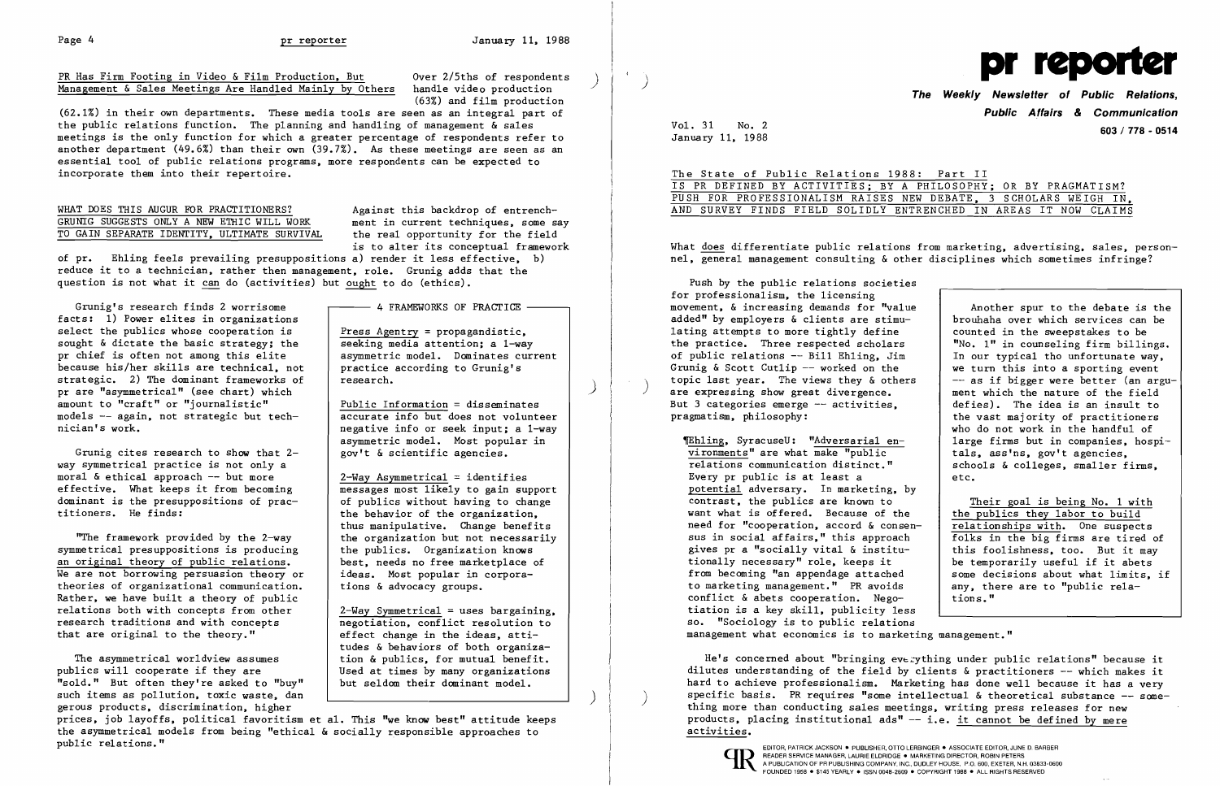## PR Has Firm Footing in Video & Film Production, But Management & Sales Meetings Are Handled Mainly by Others

Over 2/5ths of respondents handle video production (63%) and film production (62.1%) in their own departments. These media tools are seen as an integral part of the public relations function. The planning and handling of management & sales meetings is the only function for which a greater percentage of respondents refer to another department (49.6%) than their own (39.7%). As these meetings are seen as an essential tool of public relations programs, more respondents can be expected to incorporate them into their repertoire.

## WHAT DOES THIS AUGUR FOR PRACTITIONERS? GRUNIG SUGGESTS ONLY A NEW ETHIC WILL WORK TO GAIN SEPARATE IDENTITY, ULTIMATE SURVIVAL

Against this backdrop of entrenchment in current techniques, some say the real opportunity for the field is to alter its conceptual framework of pr. Ehling feels prevailing presuppositions a) render it less effective, b) reduce it to a technician, rather then management, role. Grunig adds that the question is not what it *can* do (activities) but *ought* to do (ethics).

Grunig's research finds 2 worrisome facts: 1) Power elites in organizations select the publics whose cooperation is sought & dictate the basic strategy; the pr chief is often not among this elite because his/her skills are technical, not strategic. 2) The dominant frameworks of pr are "asymmetrical" (see chart) which amount to "craft" or "journalistic" models -- again, not strategic but technician's work.

Grunig cites research to show that 2-way symmetrical practice is not only a moral & ethical approach -- but more effective. What keeps it from becoming dominant is the presuppositions of practitioners. He finds:

"The framework provided by the 2-way symmetrical presuppositions is producing an original theory of public relations. We are not borrowing persuasion theory or theories of organizational communication. Rather, we have built a theory of public relations both with concepts from other research traditions and with concepts that are original to the theory."

The asymmetrical worldview assumes publics will cooperate if they are "sold." But often they're asked to "buy" such items as pollution, toxic waste, dangerous products, discrimination, higher prices, job layoffs, political favoritism et al. This "we know best" attitude keeps the asymmetrical models from being "ethical & socially responsible approaches to public relations."

> **4 FRAMEWORKS OF PRACTICE**
>
> Press Agentry = propagandistic, seeking media attention; a 1-way asymmetric model. Dominates current practice according to Grunig's research.
>
> Public Information = disseminates accurate info but does not volunteer negative info or seek input; a 1-way asymmetric model. Most popular in gov't & scientific agencies.
>
> 2-Way Asymmetrical = identifies messages most likely to gain support of publics without having to change the behavior of the organization, thus manipulative. Change benefits the organization but not necessarily the publics. Organization knows best, needs no free marketplace of ideas. Most popular in corporations & advocacy groups.
>
> 2-Way Symmetrical = uses bargaining, negotiation, conflict resolution to effect change in the ideas, attitudes & behaviors of both organization & publics, for mutual benefit. Used at times by many organizations but seldom their dominant model.

# pr reporter

**The Weekly Newsletter of Public Relations, Public Affairs & Communication**

603 / 778 - 0514

Vol. 31 No. 2
January 11, 1988

## The State of Public Relations 1988: Part II
## IS PR DEFINED BY ACTIVITIES; BY A PHILOSOPHY; OR BY PRAGMATISM? PUSH FOR PROFESSIONALISM RAISES NEW DEBATE, 3 SCHOLARS WEIGH IN, AND SURVEY FINDS FIELD SOLIDLY ENTRENCHED IN AREAS IT NOW CLAIMS

What *does* differentiate public relations from marketing, advertising, sales, personnel, general management consulting & other disciplines which sometimes infringe?

Push by the public relations societies for professionalism, the licensing movement, & increasing demands for "value added" by employers & clients are stimulating attempts to more tightly define the practice. Three respected scholars of public relations -- Bill Ehling, Jim Grunig & Scott Cutlip -- worked on the topic last year. The views they & others are expressing show great divergence. But 3 categories emerge -- activities, pragmatism, philosophy:

¶Ehling, SyracuseU: "Adversarial environments" are what make "public relations communication distinct." Every pr public is at least a *potential* adversary. In marketing, by contrast, the publics are known to want what is offered. Because of the need for "cooperation, accord & consensus in social affairs," this approach gives pr a "socially vital & institutionally necessary" role, keeps it from becoming "an appendage attached to marketing management." PR avoids conflict & abets cooperation. Negotiation is a key skill, publicity less so. "Sociology is to public relations management what economics is to marketing management."

> Another spur to the debate is the brouhaha over which services can be counted in the sweepstakes to be "No. 1" in counseling firm billings. In our typical tho unfortunate way, we turn this into a sporting event -- as if bigger were better (an argument which the nature of the field defies). The idea is an insult to the vast majority of practitioners who do not work in the handful of large firms but in companies, hospitals, ass'ns, gov't agencies, schools & colleges, smaller firms, etc.
>
> Their goal is being No. 1 with the publics they labor to build relationships with. One suspects folks in the big firms are tired of this foolishness, too. But it may be temporarily useful if it abets some decisions about what limits, if any, there are to "public relations."

He's concerned about "bringing everything under public relations" because it dilutes understanding of the field by clients & practitioners -- which makes it hard to achieve professionalism. Marketing has done well because it has a very specific basis. PR requires "some intellectual & theoretical substance -- something more than conducting sales meetings, writing press releases for new products, placing institutional ads" -- i.e. it cannot be defined by mere activities.

EDITOR, PATRICK JACKSON • PUBLISHER, OTTO LERBINGER • ASSOCIATE EDITOR, JUNE D. BARBER
READER SERVICE MANAGER, LAURIE ELDRIDGE • MARKETING DIRECTOR, ROBIN PETERS
A PUBLICATION OF PR PUBLISHING COMPANY, INC., DUDLEY HOUSE, P.O. 600, EXETER, N.H. 03833-0600
FOUNDED 1958 • $145 YEARLY • ISSN 0048-2609 • COPYRIGHT 1988 • ALL RIGHTS RESERVED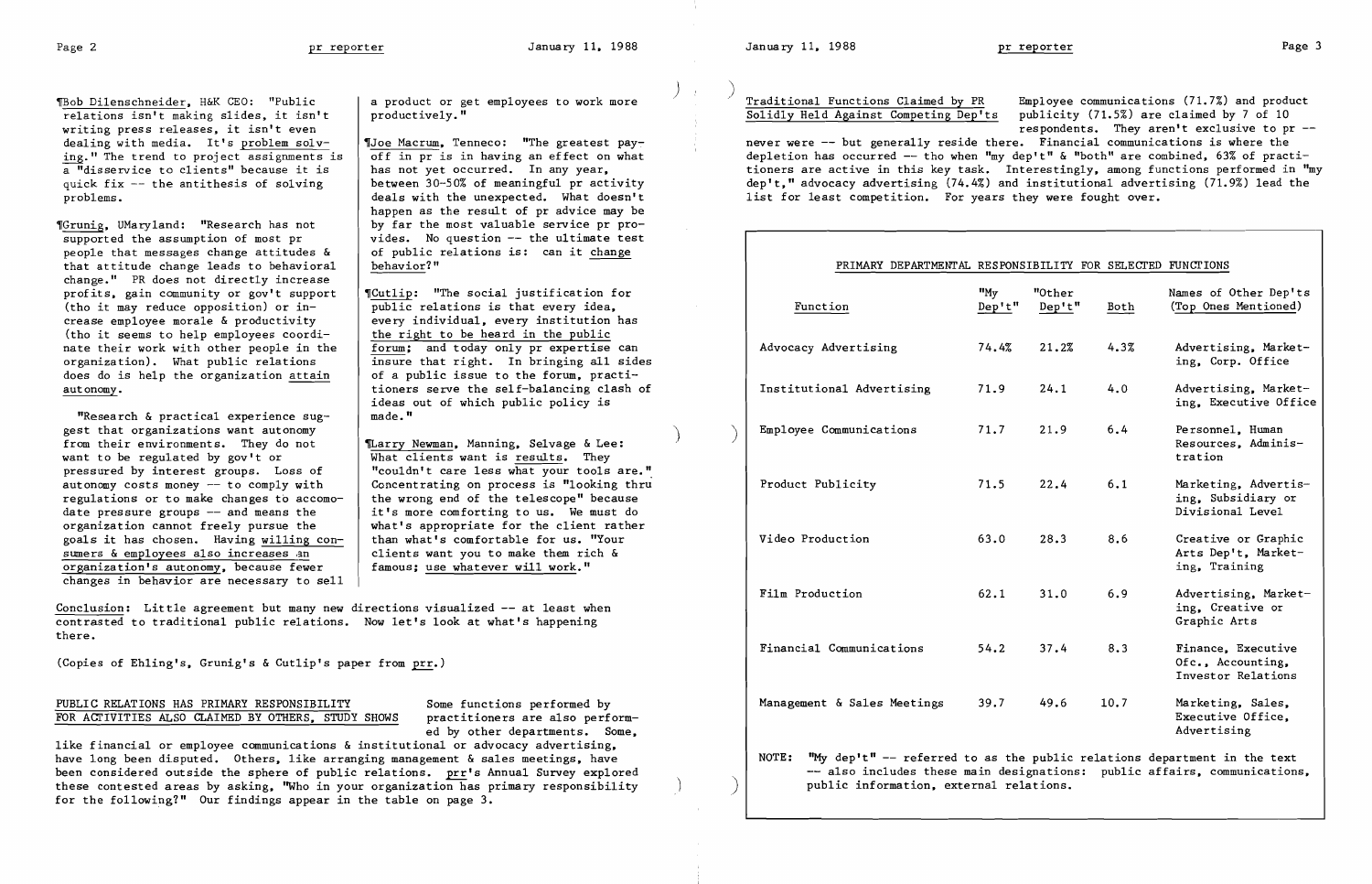¶Bob Dilenschneider, H&K CEO: "Public relations isn't making slides, it isn't writing press releases, it isn't even dealing with media. It's problem solving." The trend to project assignments is a "disservice to clients" because it is quick fix -- the antithesis of solving problems.

¶Grunig, UMaryland: "Research has not supported the assumption of most pr people that messages change attitudes & that attitude change leads to behavioral change." PR does not directly increase profits, gain community or gov't support (tho it may reduce opposition) or increase employee morale & productivity (tho it seems to help employees coordinate their work with other people in the organization). What public relations does do is help the organization attain autonomy.

"Research & practical experience suggest that organizations want autonomy from their environments. They do not want to be regulated by gov't or pressured by interest groups. Loss of autonomy costs money -- to comply with regulations or to make changes to accomodate pressure groups -- and means the organization cannot freely pursue the goals it has chosen. Having willing consumers & employees also increases an organization's autonomy, because fewer changes in behavior are necessary to sell a product or get employees to work more productively."

¶Joe Macrum, Tenneco: "The greatest payoff in pr is in having an effect on what has not yet occurred. In any year, between 30-50% of meaningful pr activity deals with the unexpected. What doesn't happen as the result of pr advice may be by far the most valuable service pr provides. No question -- the ultimate test of public relations is: can it change behavior?"

¶Cutlip: "The social justification for public relations is that every idea, every individual, every institution has the right to be heard in the public forum; and today only pr expertise can insure that right. In bringing all sides of a public issue to the forum, practitioners serve the self-balancing clash of ideas out of which public policy is made."

¶Larry Newman, Manning, Selvage & Lee: What clients want is results. They "couldn't care less what your tools are." Concentrating on process is "looking thru the wrong end of the telescope" because it's more comforting to us. We must do what's appropriate for the client rather than what's comfortable for us. "Your clients want you to make them rich & famous; use whatever will work."

Conclusion: Little agreement but many new directions visualized -- at least when contrasted to traditional public relations. Now let's look at what's happening there.

(Copies of Ehling's, Grunig's & Cutlip's paper from prr.)

## PUBLIC RELATIONS HAS PRIMARY RESPONSIBILITY FOR ACTIVITIES ALSO CLAIMED BY OTHERS, STUDY SHOWS

Some functions performed by practitioners are also performed by other departments. Some, like financial or employee communications & institutional or advocacy advertising, have long been disputed. Others, like arranging management & sales meetings, have been considered outside the sphere of public relations. prr's Annual Survey explored these contested areas by asking, "Who in your organization has primary responsibility for the following?" Our findings appear in the table on page 3.

## Traditional Functions Claimed by PR Solidly Held Against Competing Dep'ts

Employee communications (71.7%) and product publicity (71.5%) are claimed by 7 of 10 respondents. They aren't exclusive to the pr -- never were -- but generally reside there. Financial communications is where the depletion has occurred -- tho when "my dep't" & "both" are combined, 63% of practitioners are active in this key task. Interestingly, among functions performed in "my dep't," advocacy advertising (74.4%) and institutional advertising (71.9%) lead the list for least competition. For years they were fought over.

PRIMARY DEPARTMENTAL RESPONSIBILITY FOR SELECTED FUNCTIONS

| Function | "My Dep't" | "Other Dep't" | Both | Names of Other Dep'ts (Top Ones Mentioned) |
|---|---|---|---|---|
| Advocacy Advertising | 74.4% | 21.2% | 4.3% | Advertising, Marketing, Corp. Office |
| Institutional Advertising | 71.9 | 24.1 | 4.0 | Advertising, Marketing, Executive Office |
| Employee Communications | 71.7 | 21.9 | 6.4 | Personnel, Human Resources, Administration |
| Product Publicity | 71.5 | 22.4 | 6.1 | Marketing, Advertising, Subsidiary or Divisional Level |
| Video Production | 63.0 | 28.3 | 8.6 | Creative or Graphic Arts Dep't, Marketing, Training |
| Film Production | 62.1 | 31.0 | 6.9 | Advertising, Marketing, Creative or Graphic Arts |
| Financial Communications | 54.2 | 37.4 | 8.3 | Finance, Executive Ofc., Accounting, Investor Relations |
| Management & Sales Meetings | 39.7 | 49.6 | 10.7 | Marketing, Sales, Executive Office, Advertising |

NOTE: "My dep't" -- referred to as the public relations department in the text -- also includes these main designations: public affairs, communications, public information, external relations.